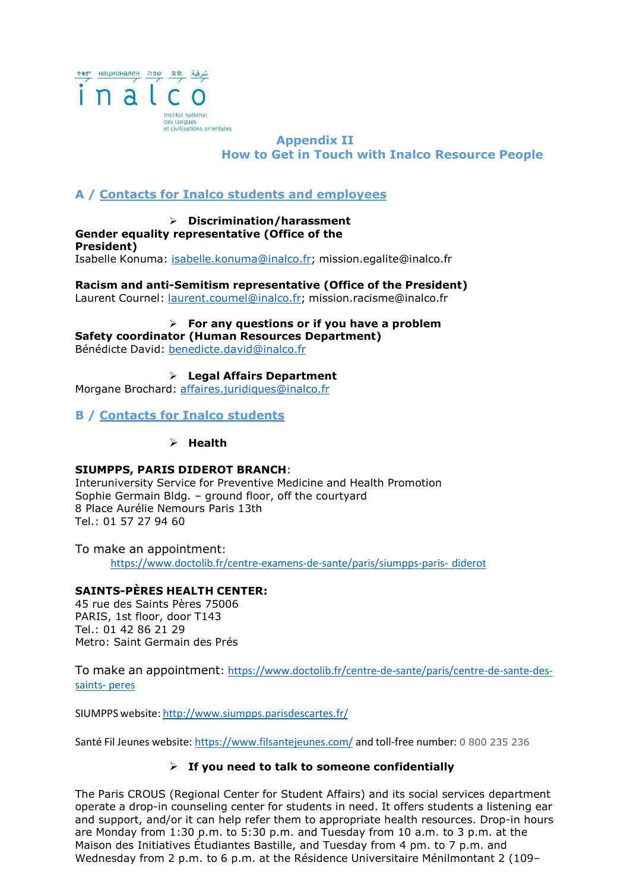# Appendix II
## How to Get in Touch with Inalco Resource People

## A / Contacts for Inalco students and employees

- **Discrimination/harassment**

**Gender equality representative (Office of the President)**
Isabelle Konuma: isabelle.konuma@inalco.fr; mission.egalite@inalco.fr

**Racism and anti-Semitism representative (Office of the President)**
Laurent Cournel: laurent.coumel@inalco.fr; mission.racisme@inalco.fr

- **For any questions or if you have a problem**

**Safety coordinator (Human Resources Department)**
Bénédicte David: benedicte.david@inalco.fr

- **Legal Affairs Department**

Morgane Brochard: affaires.juridiques@inalco.fr

## B / Contacts for Inalco students

- **Health**

**SIUMPPS, PARIS DIDEROT BRANCH**:
Interuniversity Service for Preventive Medicine and Health Promotion
Sophie Germain Bldg. – ground floor, off the courtyard
8 Place Aurélie Nemours Paris 13th
Tel.: 01 57 27 94 60

To make an appointment:
https://www.doctolib.fr/centre-examens-de-sante/paris/siumpps-paris- diderot

**SAINTS-PÈRES HEALTH CENTER:**
45 rue des Saints Pères 75006
PARIS, 1st floor, door T143
Tel.: 01 42 86 21 29
Metro: Saint Germain des Prés

To make an appointment: https://www.doctolib.fr/centre-de-sante/paris/centre-de-sante-des-saints- peres

SIUMPPS website: http://www.siumpps.parisdescartes.fr/

Santé Fil Jeunes website: https://www.filsantejeunes.com/ and toll-free number: 0 800 235 236

- **If you need to talk to someone confidentially**

The Paris CROUS (Regional Center for Student Affairs) and its social services department operate a drop-in counseling center for students in need. It offers students a listening ear and support, and/or it can help refer them to appropriate health resources. Drop-in hours are Monday from 1:30 p.m. to 5:30 p.m. and Tuesday from 10 a.m. to 3 p.m. at the Maison des Initiatives Étudiantes Bastille, and Tuesday from 4 pm. to 7 p.m. and Wednesday from 2 p.m. to 6 p.m. at the Résidence Universitaire Ménilmontant 2 (109–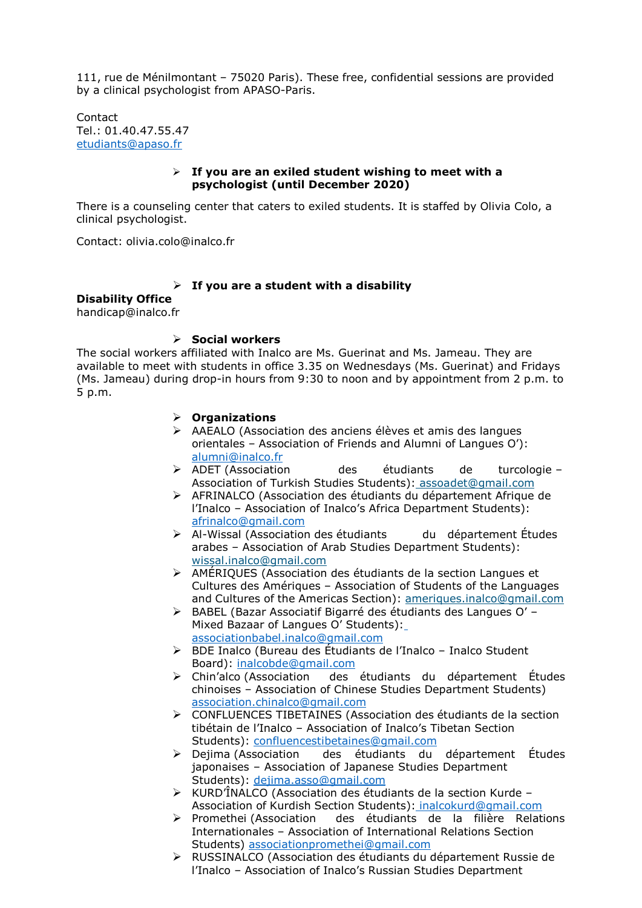111, rue de Ménilmontant – 75020 Paris). These free, confidential sessions are provided by a clinical psychologist from APASO-Paris.

Contact
Tel.: 01.40.47.55.47
etudiants@apaso.fr

- **If you are an exiled student wishing to meet with a psychologist (until December 2020)**

There is a counseling center that caters to exiled students. It is staffed by Olivia Colo, a clinical psychologist.

Contact: olivia.colo@inalco.fr

- **If you are a student with a disability**

**Disability Office**
handicap@inalco.fr

- **Social workers**

The social workers affiliated with Inalco are Ms. Guerinat and Ms. Jameau. They are available to meet with students in office 3.35 on Wednesdays (Ms. Guerinat) and Fridays (Ms. Jameau) during drop-in hours from 9:30 to noon and by appointment from 2 p.m. to 5 p.m.

- **Organizations**
- AAEALO (Association des anciens élèves et amis des langues orientales – Association of Friends and Alumni of Langues O'): alumni@inalco.fr
- ADET (Association des étudiants de turcologie – Association of Turkish Studies Students): assoadet@gmail.com
- AFRINALCO (Association des étudiants du département Afrique de l'Inalco – Association of Inalco's Africa Department Students): afrinalco@gmail.com
- Al-Wissal (Association des étudiants du département Études arabes – Association of Arab Studies Department Students): wissal.inalco@gmail.com
- AMÉRIQUES (Association des étudiants de la section Langues et Cultures des Amériques – Association of Students of the Languages and Cultures of the Americas Section): ameriques.inalco@gmail.com
- BABEL (Bazar Associatif Bigarré des étudiants des Langues O' – Mixed Bazaar of Langues O' Students): associationbabel.inalco@gmail.com
- BDE Inalco (Bureau des Étudiants de l'Inalco – Inalco Student Board): inalcobde@gmail.com
- Chin'alco (Association des étudiants du département Études chinoises – Association of Chinese Studies Department Students) association.chinalco@gmail.com
- CONFLUENCES TIBETAINES (Association des étudiants de la section tibétain de l'Inalco – Association of Inalco's Tibetan Section Students): confluencestibetaines@gmail.com
- Dejima (Association des étudiants du département Études japonaises – Association of Japanese Studies Department Students): dejima.asso@gmail.com
- KURD'ÎNALCO (Association des étudiants de la section Kurde – Association of Kurdish Section Students): inalcokurd@gmail.com
- Promethei (Association des étudiants de la filière Relations Internationales – Association of International Relations Section Students) associationpromethei@gmail.com
- RUSSINALCO (Association des étudiants du département Russie de l'Inalco – Association of Inalco's Russian Studies Department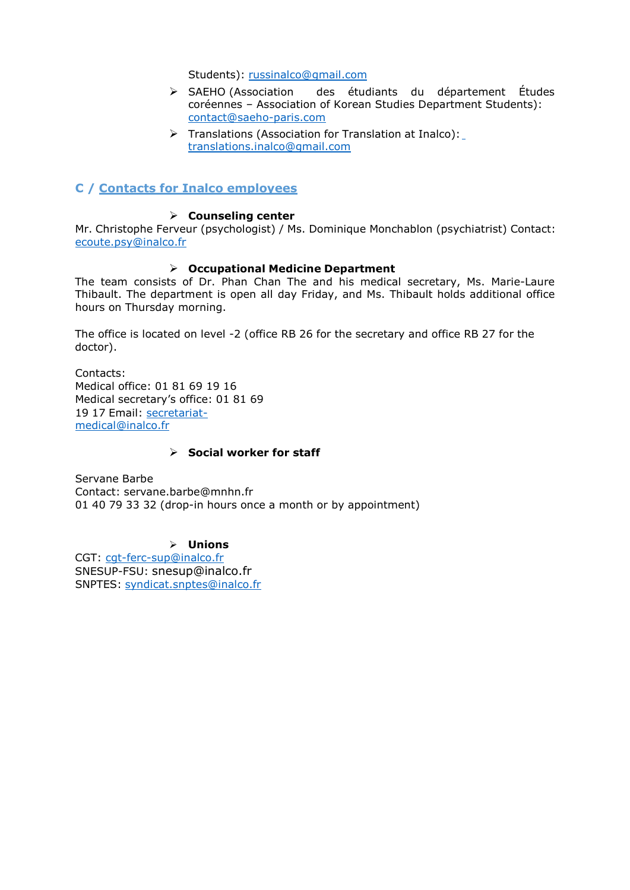Students): russinalco@gmail.com

- SAEHO (Association des étudiants du département Études coréennes – Association of Korean Studies Department Students): contact@saeho-paris.com
- Translations (Association for Translation at Inalco): translations.inalco@gmail.com

## C / Contacts for Inalco employees

- **Counseling center**

Mr. Christophe Ferveur (psychologist) / Ms. Dominique Monchablon (psychiatrist) Contact: ecoute.psy@inalco.fr

- **Occupational Medicine Department**

The team consists of Dr. Phan Chan The and his medical secretary, Ms. Marie-Laure Thibault. The department is open all day Friday, and Ms. Thibault holds additional office hours on Thursday morning.

The office is located on level -2 (office RB 26 for the secretary and office RB 27 for the doctor).

Contacts:
Medical office: 01 81 69 19 16
Medical secretary's office: 01 81 69 19 17 Email: secretariat-medical@inalco.fr

- **Social worker for staff**

Servane Barbe
Contact: servane.barbe@mnhn.fr
01 40 79 33 32 (drop-in hours once a month or by appointment)

- **Unions**

CGT: cgt-ferc-sup@inalco.fr
SNESUP-FSU: snesup@inalco.fr
SNPTES: syndicat.snptes@inalco.fr